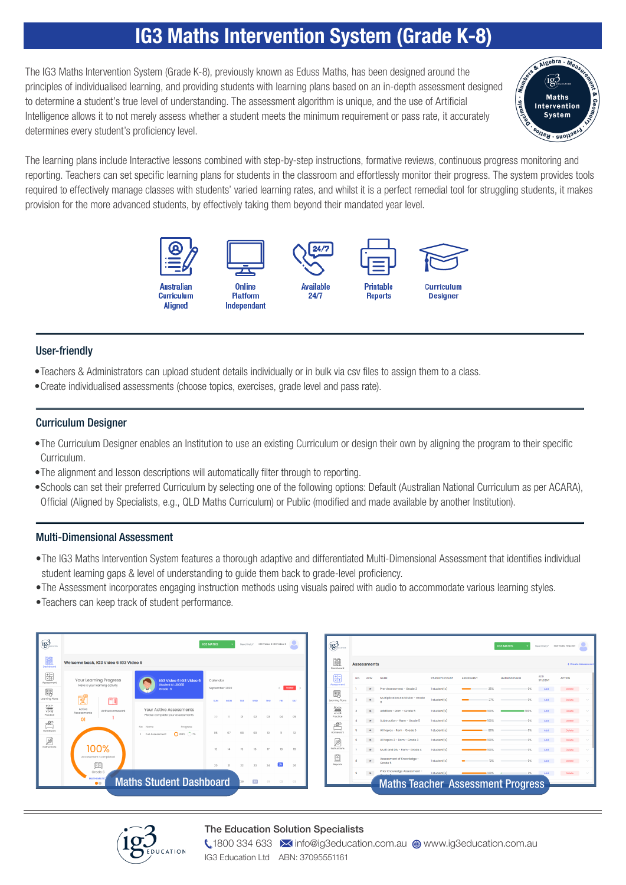# IG3 Maths Intervention System (Grade K-8)

The IG3 Maths Intervention System (Grade K-8), previously known as Eduss Maths, has been designed around the principles of individualised learning, and providing students with learning plans based on an in-depth assessment designed to determine a student's true level of understanding. The assessment algorithm is unique, and the use of Artificial Intelligence allows it to not merely assess whether a student meets the minimum requirement or pass rate, it accurately determines every student's proficiency level.

The learning plans include Interactive lessons combined with step-by-step instructions, formative reviews, continuous progress monitoring and reporting. Teachers can set specific learning plans for students in the classroom and effortlessly monitor their progress. The system provides tools required to effectively manage classes with students' varied learning rates, and whilst it is a perfect remedial tool for struggling students, it makes provision for the more advanced students, by effectively taking them beyond their mandated year level.

Australian Curriculum Aligned | Online Platform Independant | Available 24/7 | Printable Reports | Curriculum Designer

## User-friendly

- Teachers & Administrators can upload student details individually or in bulk via csv files to assign them to a class.
- Create individualised assessments (choose topics, exercises, grade level and pass rate).

## Curriculum Designer

- The Curriculum Designer enables an Institution to use an existing Curriculum or design their own by aligning the program to their specific Curriculum.
- The alignment and lesson descriptions will automatically filter through to reporting.
- Schools can set their preferred Curriculum by selecting one of the following options: Default (Australian National Curriculum as per ACARA), Official (Aligned by Specialists, e.g., QLD Maths Curriculum) or Public (modified and made available by another Institution).

## Multi-Dimensional Assessment

- The IG3 Maths Intervention System features a thorough adaptive and differentiated Multi-Dimensional Assessment that identifies individual student learning gaps & level of understanding to guide them back to grade-level proficiency.
- The Assessment incorporates engaging instruction methods using visuals paired with audio to accommodate various learning styles.
- Teachers can keep track of student performance.

Maths Student Dashboard

Maths Teacher Assessment Progress

**The Education Solution Specialists**

1800 334 633 | info@ig3education.com.au | www.ig3education.com.au

IG3 Education Ltd ABN: 37095551161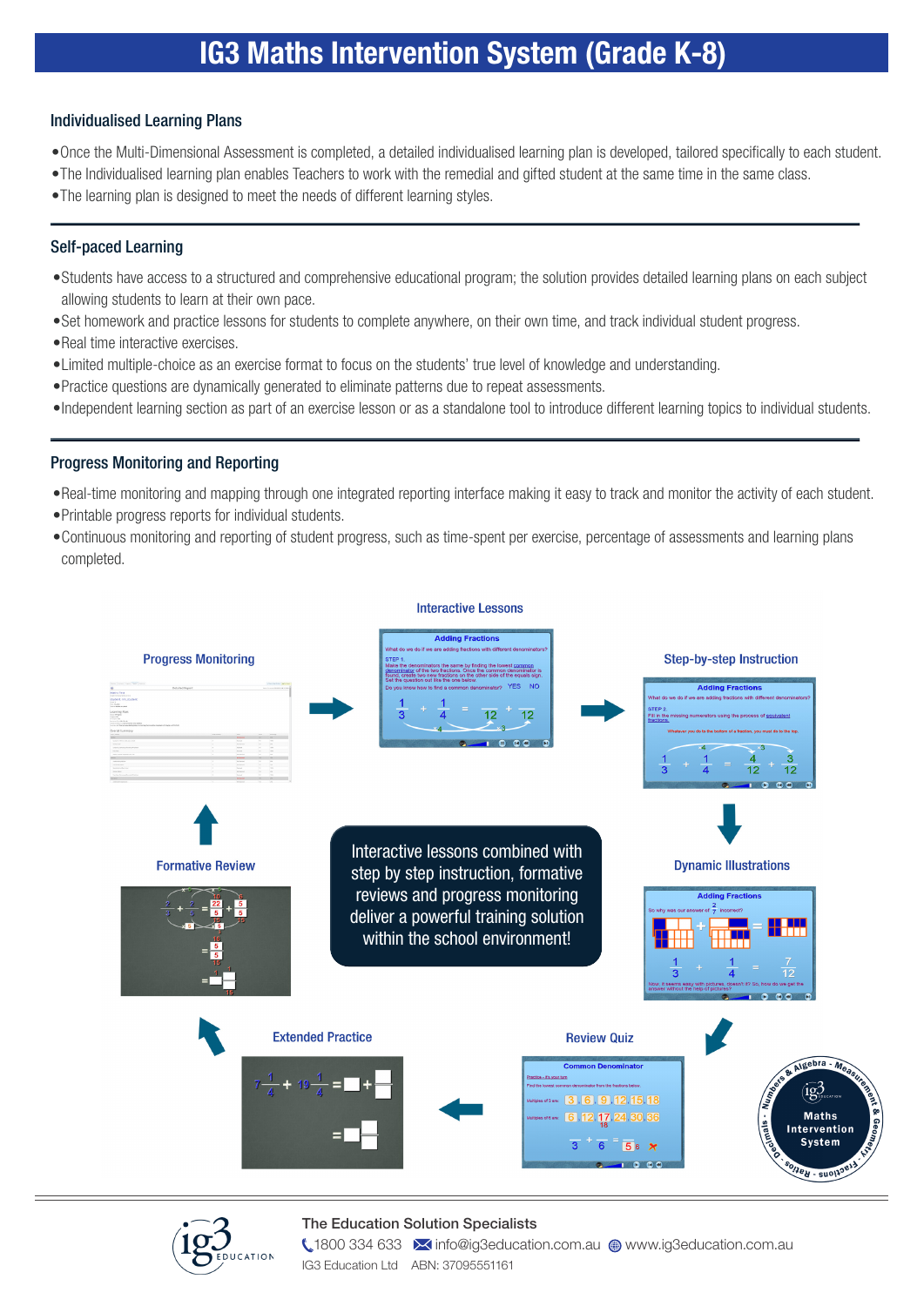# IG3 Maths Intervention System (Grade K-8)

## Individualised Learning Plans

- Once the Multi-Dimensional Assessment is completed, a detailed individualised learning plan is developed, tailored specifically to each student.
- The Individualised learning plan enables Teachers to work with the remedial and gifted student at the same time in the same class.
- The learning plan is designed to meet the needs of different learning styles.

## Self-paced Learning

- Students have access to a structured and comprehensive educational program; the solution provides detailed learning plans on each subject allowing students to learn at their own pace.
- Set homework and practice lessons for students to complete anywhere, on their own time, and track individual student progress.
- Real time interactive exercises.
- Limited multiple-choice as an exercise format to focus on the students' true level of knowledge and understanding.
- Practice questions are dynamically generated to eliminate patterns due to repeat assessments.
- Independent learning section as part of an exercise lesson or as a standalone tool to introduce different learning topics to individual students.

## Progress Monitoring and Reporting

- Real-time monitoring and mapping through one integrated reporting interface making it easy to track and monitor the activity of each student.
- Printable progress reports for individual students.
- Continuous monitoring and reporting of student progress, such as time-spent per exercise, percentage of assessments and learning plans completed.

Interactive Lessons

Progress Monitoring

Step-by-step Instruction

Formative Review

Dynamic Illustrations

Extended Practice

Review Quiz

Interactive lessons combined with step by step instruction, formative reviews and progress monitoring deliver a powerful training solution within the school environment!

Numbers & Algebra · Measurement & Geometry · Fractions · Ratio · Decimals

ig3 EDUCATION Maths Intervention System

**The Education Solution Specialists**

1800 334 633 info@ig3education.com.au www.ig3education.com.au

IG3 Education Ltd ABN: 37095551161